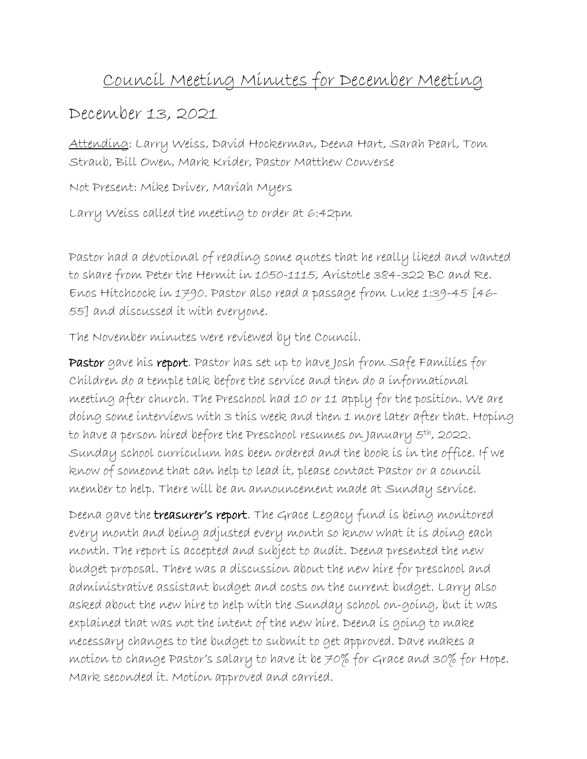# Council Meeting Minutes for December Meeting

## December 13, 2021

Attending: Larry Weiss, David Hockerman, Deena Hart, Sarah Pearl, Tom Straub, Bill Owen, Mark Krider, Pastor Matthew Converse

Not Present: Mike Driver, Mariah Myers

Larry Weiss called the meeting to order at 6:42pm

Pastor had a devotional of reading some quotes that he really liked and wanted to share from Peter the Hermit in 1050-1115, Aristotle 384-322 BC and Re. Enos Hitchcock in 1790. Pastor also read a passage from Luke 1:39-45 [46-55] and discussed it with everyone.

The November minutes were reviewed by the Council.

**Pastor** gave his **report**. Pastor has set up to have Josh from Safe Families for Children do a temple talk before the service and then do a informational meeting after church. The Preschool had 10 or 11 apply for the position. We are doing some interviews with 3 this week and then 1 more later after that. Hoping to have a person hired before the Preschool resumes on January 5th, 2022. Sunday school curriculum has been ordered and the book is in the office. If we know of someone that can help to lead it, please contact Pastor or a council member to help. There will be an announcement made at Sunday service.

Deena gave the **treasurer's report**. The Grace Legacy fund is being monitored every month and being adjusted every month so know what it is doing each month. The report is accepted and subject to audit. Deena presented the new budget proposal. There was a discussion about the new hire for preschool and administrative assistant budget and costs on the current budget. Larry also asked about the new hire to help with the Sunday school on-going, but it was explained that was not the intent of the new hire. Deena is going to make necessary changes to the budget to submit to get approved. Dave makes a motion to change Pastor's salary to have it be 70% for Grace and 30% for Hope. Mark seconded it. Motion approved and carried.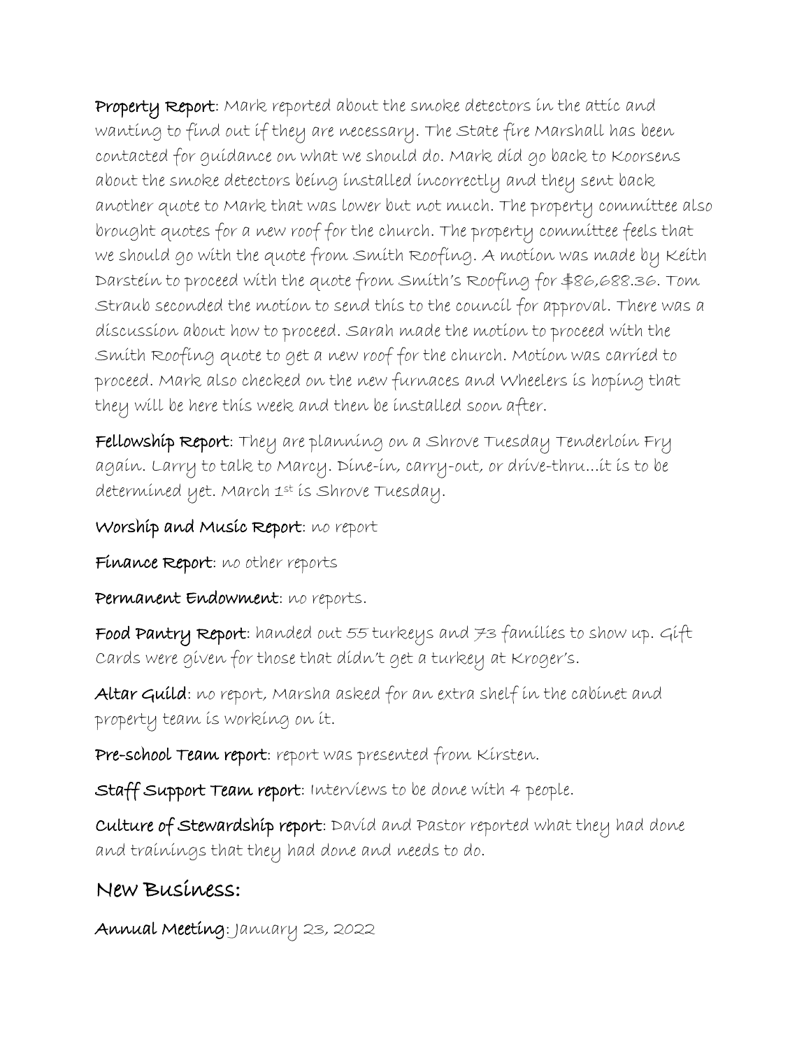**Property Report**: Mark reported about the smoke detectors in the attic and wanting to find out if they are necessary. The State fire Marshall has been contacted for guidance on what we should do. Mark did go back to Koorsens about the smoke detectors being installed incorrectly and they sent back another quote to Mark that was lower but not much. The property committee also brought quotes for a new roof for the church. The property committee feels that we should go with the quote from Smith Roofing. A motion was made by Keith Darstein to proceed with the quote from Smith's Roofing for $86,688.36. Tom Straub seconded the motion to send this to the council for approval. There was a discussion about how to proceed. Sarah made the motion to proceed with the Smith Roofing quote to get a new roof for the church. Motion was carried to proceed. Mark also checked on the new furnaces and Wheelers is hoping that they will be here this week and then be installed soon after.

**Fellowship Report**: They are planning on a Shrove Tuesday Tenderloin Fry again. Larry to talk to Marcy. Dine-in, carry-out, or drive-thru…it is to be determined yet. March 1st is Shrove Tuesday.

**Worship and Music Report**: no report

**Finance Report**: no other reports

**Permanent Endowment**: no reports.

**Food Pantry Report**: handed out 55 turkeys and 73 families to show up. Gift Cards were given for those that didn't get a turkey at Kroger's.

**Altar Guild**: no report, Marsha asked for an extra shelf in the cabinet and property team is working on it.

**Pre-school Team report**: report was presented from Kirsten.

**Staff Support Team report**: Interviews to be done with 4 people.

**Culture of Stewardship report**: David and Pastor reported what they had done and trainings that they had done and needs to do.

## New Business:

**Annual Meeting**: January 23, 2022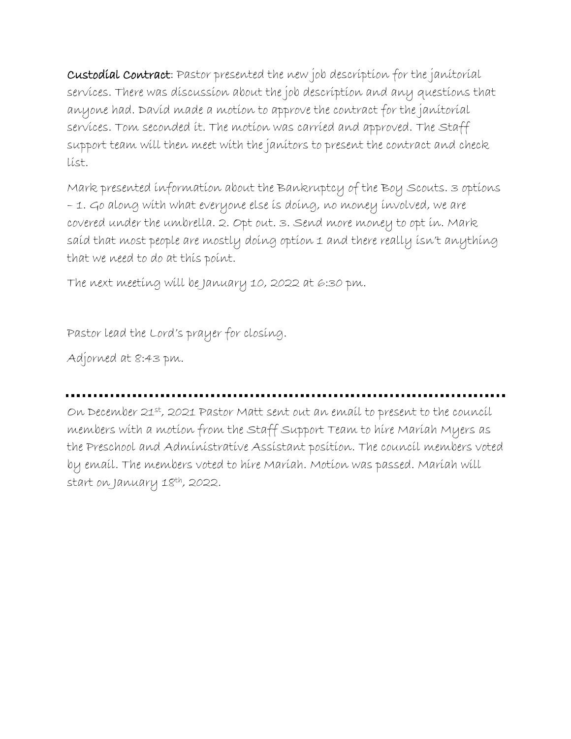**Custodial Contract**: Pastor presented the new job description for the janitorial services. There was discussion about the job description and any questions that anyone had. David made a motion to approve the contract for the janitorial services. Tom seconded it. The motion was carried and approved. The Staff support team will then meet with the janitors to present the contract and check list.

Mark presented information about the Bankruptcy of the Boy Scouts. 3 options – 1. Go along with what everyone else is doing, no money involved, we are covered under the umbrella. 2. Opt out. 3. Send more money to opt in. Mark said that most people are mostly doing option 1 and there really isn't anything that we need to do at this point.

The next meeting will be January 10, 2022 at 6:30 pm.

Pastor lead the Lord's prayer for closing.

Adjorned at 8:43 pm.

---

On December 21st, 2021 Pastor Matt sent out an email to present to the council members with a motion from the Staff Support Team to hire Mariah Myers as the Preschool and Administrative Assistant position. The council members voted by email. The members voted to hire Mariah. Motion was passed. Mariah will start on January 18th, 2022.